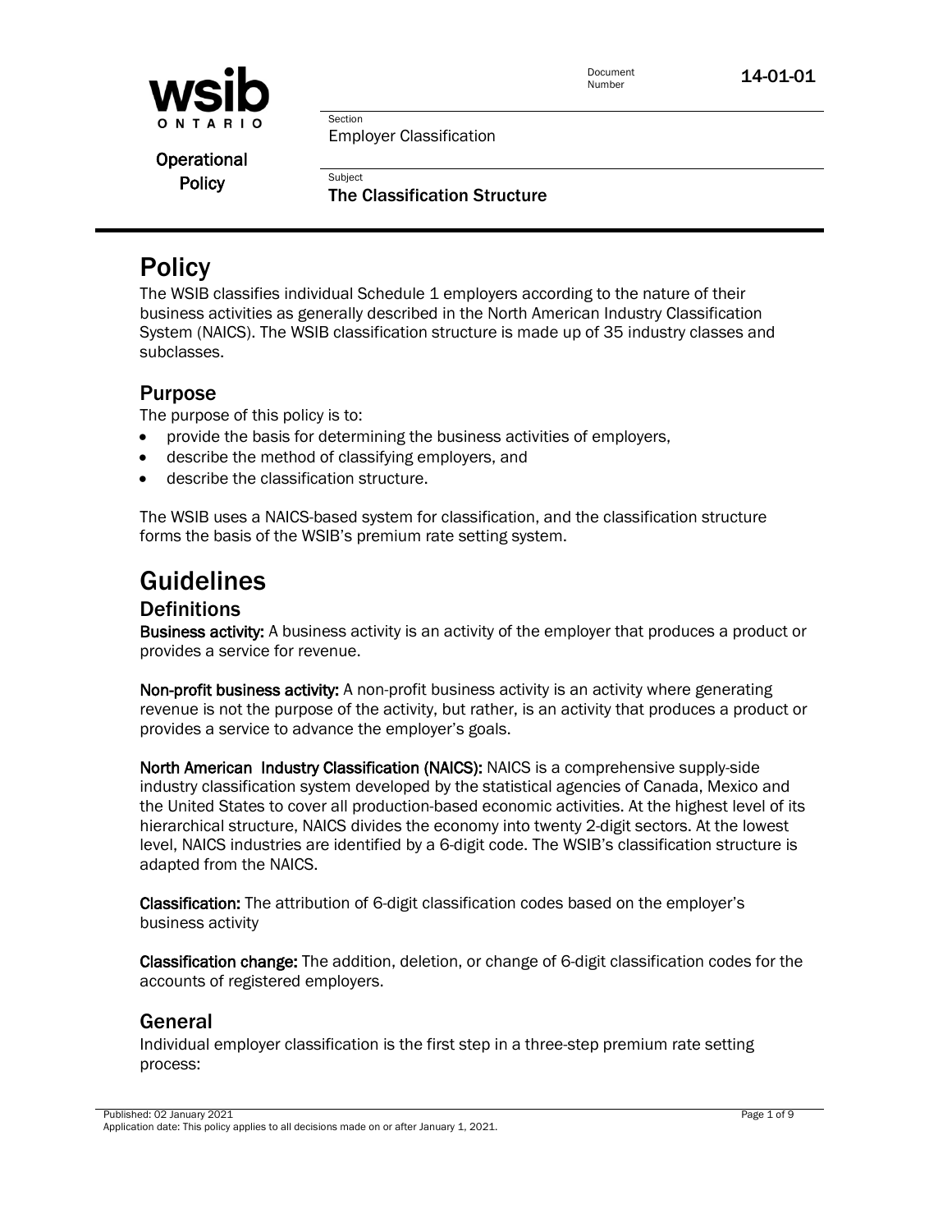wsib ONTARIO

Operational Policy

Document Number 14-01-01

Section
Employer Classification

Subject
**The Classification Structure**

# Policy

The WSIB classifies individual Schedule 1 employers according to the nature of their business activities as generally described in the North American Industry Classification System (NAICS). The WSIB classification structure is made up of 35 industry classes and subclasses.

## Purpose

The purpose of this policy is to:

- provide the basis for determining the business activities of employers,
- describe the method of classifying employers, and
- describe the classification structure.

The WSIB uses a NAICS-based system for classification, and the classification structure forms the basis of the WSIB's premium rate setting system.

# Guidelines

## Definitions

**Business activity:** A business activity is an activity of the employer that produces a product or provides a service for revenue.

**Non-profit business activity:** A non-profit business activity is an activity where generating revenue is not the purpose of the activity, but rather, is an activity that produces a product or provides a service to advance the employer's goals.

**North American Industry Classification (NAICS):** NAICS is a comprehensive supply-side industry classification system developed by the statistical agencies of Canada, Mexico and the United States to cover all production-based economic activities. At the highest level of its hierarchical structure, NAICS divides the economy into twenty 2-digit sectors. At the lowest level, NAICS industries are identified by a 6-digit code. The WSIB's classification structure is adapted from the NAICS.

**Classification:** The attribution of 6-digit classification codes based on the employer's business activity

**Classification change:** The addition, deletion, or change of 6-digit classification codes for the accounts of registered employers.

## General

Individual employer classification is the first step in a three-step premium rate setting process:

Published: 02 January 2021
Application date: This policy applies to all decisions made on or after January 1, 2021.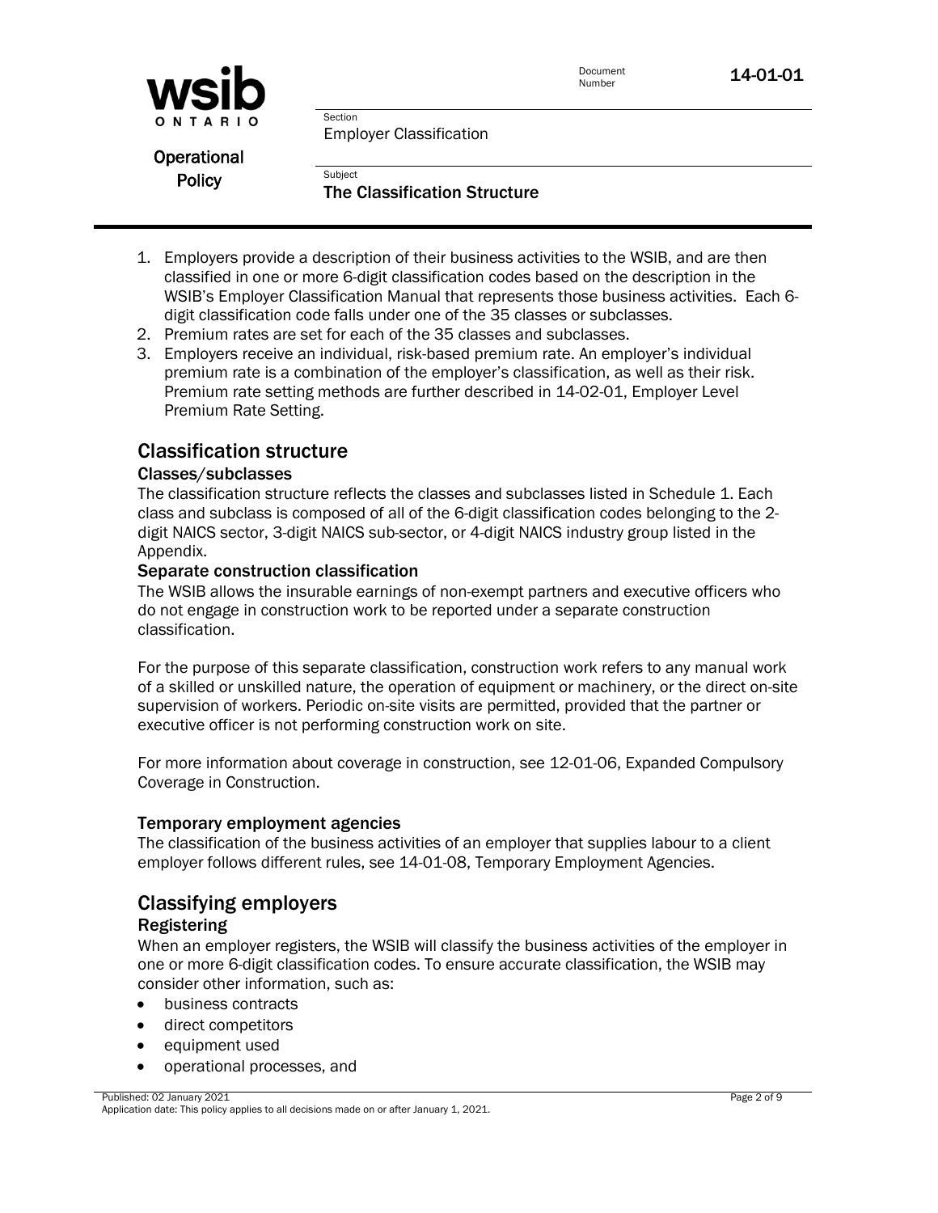1. Employers provide a description of their business activities to the WSIB, and are then classified in one or more 6-digit classification codes based on the description in the WSIB's Employer Classification Manual that represents those business activities. Each 6-digit classification code falls under one of the 35 classes or subclasses.
2. Premium rates are set for each of the 35 classes and subclasses.
3. Employers receive an individual, risk-based premium rate. An employer's individual premium rate is a combination of the employer's classification, as well as their risk. Premium rate setting methods are further described in 14-02-01, Employer Level Premium Rate Setting.

## Classification structure

### Classes/subclasses

The classification structure reflects the classes and subclasses listed in Schedule 1. Each class and subclass is composed of all of the 6-digit classification codes belonging to the 2-digit NAICS sector, 3-digit NAICS sub-sector, or 4-digit NAICS industry group listed in the Appendix.

### Separate construction classification

The WSIB allows the insurable earnings of non-exempt partners and executive officers who do not engage in construction work to be reported under a separate construction classification.

For the purpose of this separate classification, construction work refers to any manual work of a skilled or unskilled nature, the operation of equipment or machinery, or the direct on-site supervision of workers. Periodic on-site visits are permitted, provided that the partner or executive officer is not performing construction work on site.

For more information about coverage in construction, see 12-01-06, Expanded Compulsory Coverage in Construction.

### Temporary employment agencies

The classification of the business activities of an employer that supplies labour to a client employer follows different rules, see 14-01-08, Temporary Employment Agencies.

## Classifying employers

### Registering

When an employer registers, the WSIB will classify the business activities of the employer in one or more 6-digit classification codes. To ensure accurate classification, the WSIB may consider other information, such as:

- business contracts
- direct competitors
- equipment used
- operational processes, and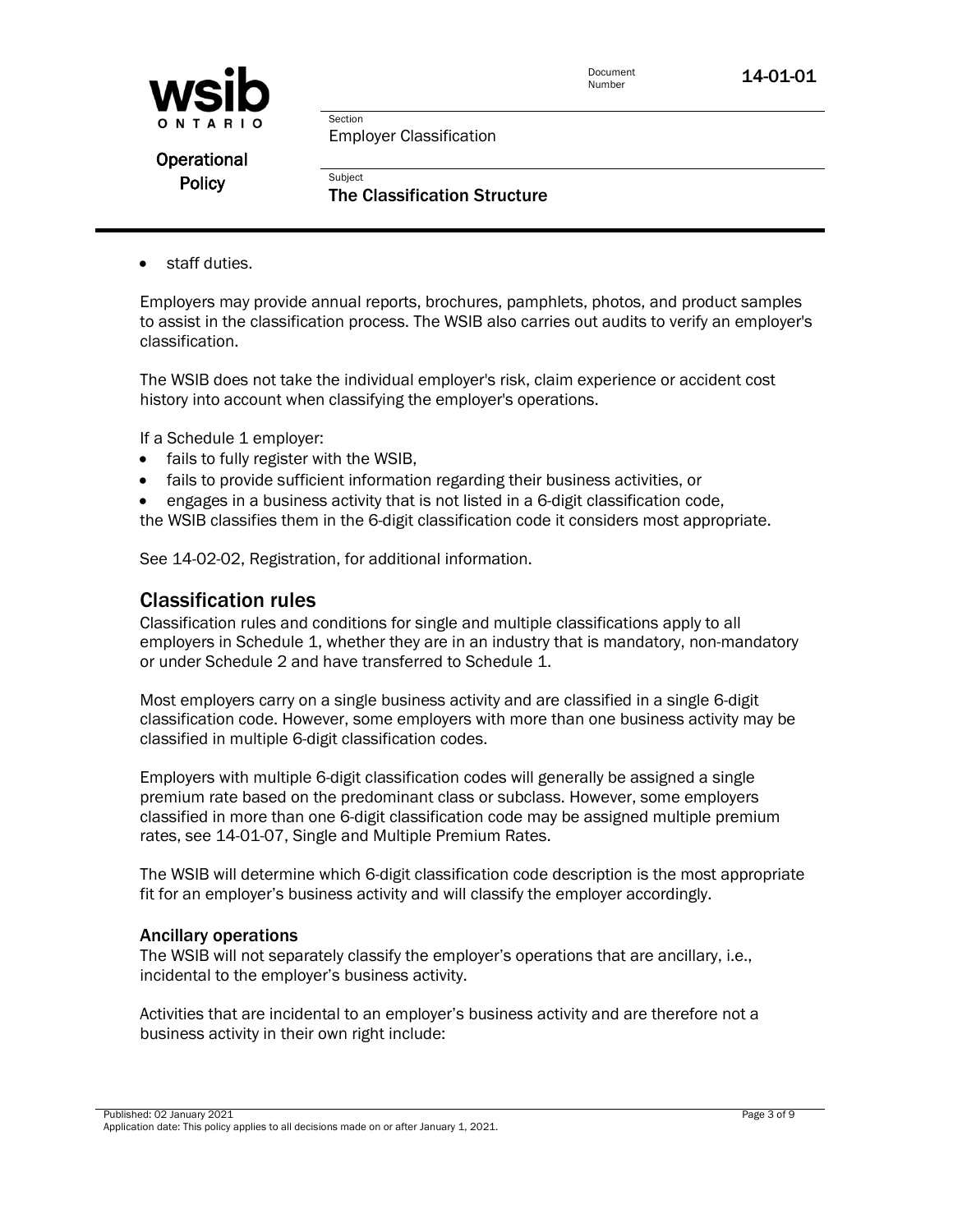- staff duties.

Employers may provide annual reports, brochures, pamphlets, photos, and product samples to assist in the classification process. The WSIB also carries out audits to verify an employer's classification.

The WSIB does not take the individual employer's risk, claim experience or accident cost history into account when classifying the employer's operations.

If a Schedule 1 employer:

- fails to fully register with the WSIB,
- fails to provide sufficient information regarding their business activities, or
- engages in a business activity that is not listed in a 6-digit classification code,

the WSIB classifies them in the 6-digit classification code it considers most appropriate.

See 14-02-02, Registration, for additional information.

## Classification rules

Classification rules and conditions for single and multiple classifications apply to all employers in Schedule 1, whether they are in an industry that is mandatory, non-mandatory or under Schedule 2 and have transferred to Schedule 1.

Most employers carry on a single business activity and are classified in a single 6-digit classification code. However, some employers with more than one business activity may be classified in multiple 6-digit classification codes.

Employers with multiple 6-digit classification codes will generally be assigned a single premium rate based on the predominant class or subclass. However, some employers classified in more than one 6-digit classification code may be assigned multiple premium rates, see 14-01-07, Single and Multiple Premium Rates.

The WSIB will determine which 6-digit classification code description is the most appropriate fit for an employer's business activity and will classify the employer accordingly.

### Ancillary operations

The WSIB will not separately classify the employer's operations that are ancillary, i.e., incidental to the employer's business activity.

Activities that are incidental to an employer's business activity and are therefore not a business activity in their own right include: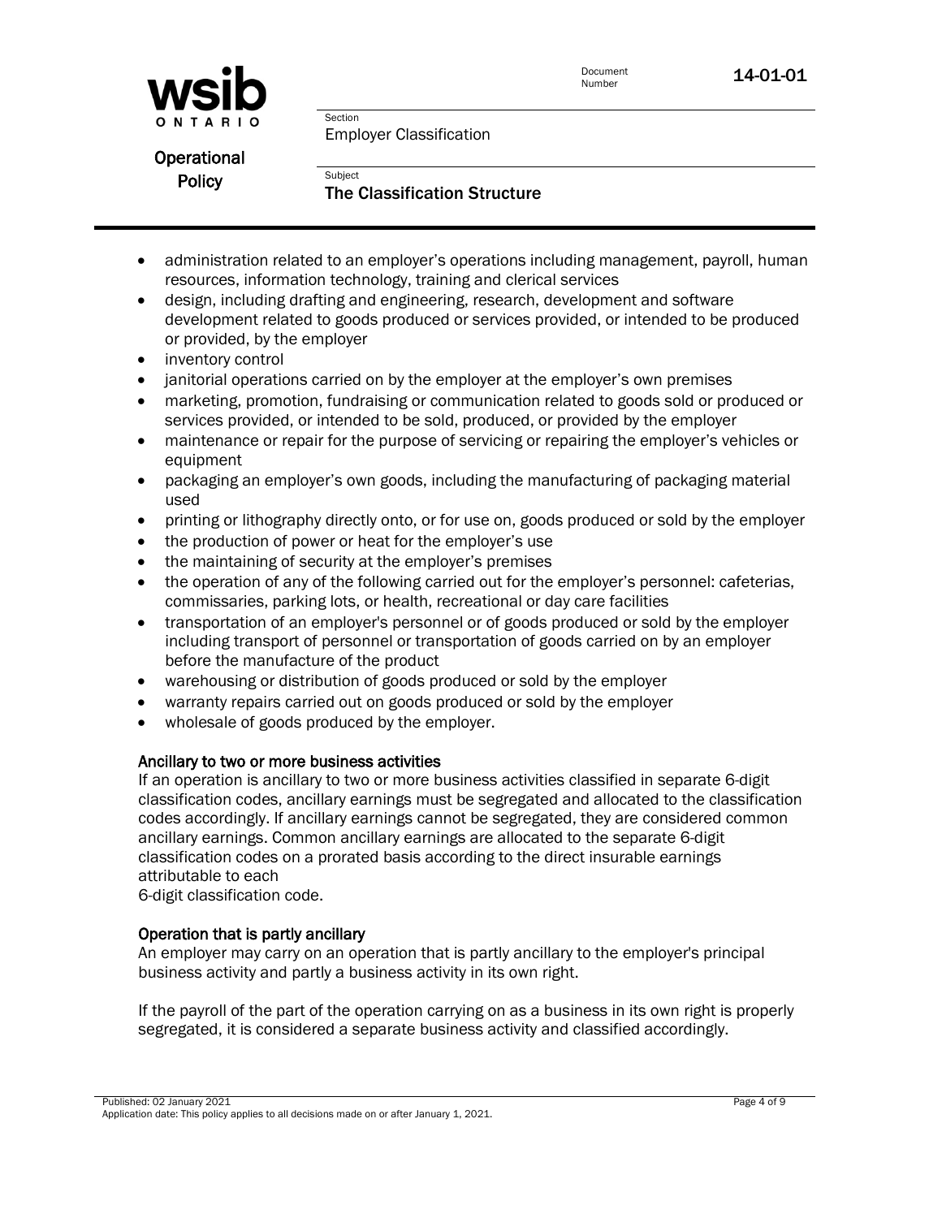- administration related to an employer's operations including management, payroll, human resources, information technology, training and clerical services
- design, including drafting and engineering, research, development and software development related to goods produced or services provided, or intended to be produced or provided, by the employer
- inventory control
- janitorial operations carried on by the employer at the employer's own premises
- marketing, promotion, fundraising or communication related to goods sold or produced or services provided, or intended to be sold, produced, or provided by the employer
- maintenance or repair for the purpose of servicing or repairing the employer's vehicles or equipment
- packaging an employer's own goods, including the manufacturing of packaging material used
- printing or lithography directly onto, or for use on, goods produced or sold by the employer
- the production of power or heat for the employer's use
- the maintaining of security at the employer's premises
- the operation of any of the following carried out for the employer's personnel: cafeterias, commissaries, parking lots, or health, recreational or day care facilities
- transportation of an employer's personnel or of goods produced or sold by the employer including transport of personnel or transportation of goods carried on by an employer before the manufacture of the product
- warehousing or distribution of goods produced or sold by the employer
- warranty repairs carried out on goods produced or sold by the employer
- wholesale of goods produced by the employer.

### Ancillary to two or more business activities

If an operation is ancillary to two or more business activities classified in separate 6-digit classification codes, ancillary earnings must be segregated and allocated to the classification codes accordingly. If ancillary earnings cannot be segregated, they are considered common ancillary earnings. Common ancillary earnings are allocated to the separate 6-digit classification codes on a prorated basis according to the direct insurable earnings attributable to each 6-digit classification code.

### Operation that is partly ancillary

An employer may carry on an operation that is partly ancillary to the employer's principal business activity and partly a business activity in its own right.

If the payroll of the part of the operation carrying on as a business in its own right is properly segregated, it is considered a separate business activity and classified accordingly.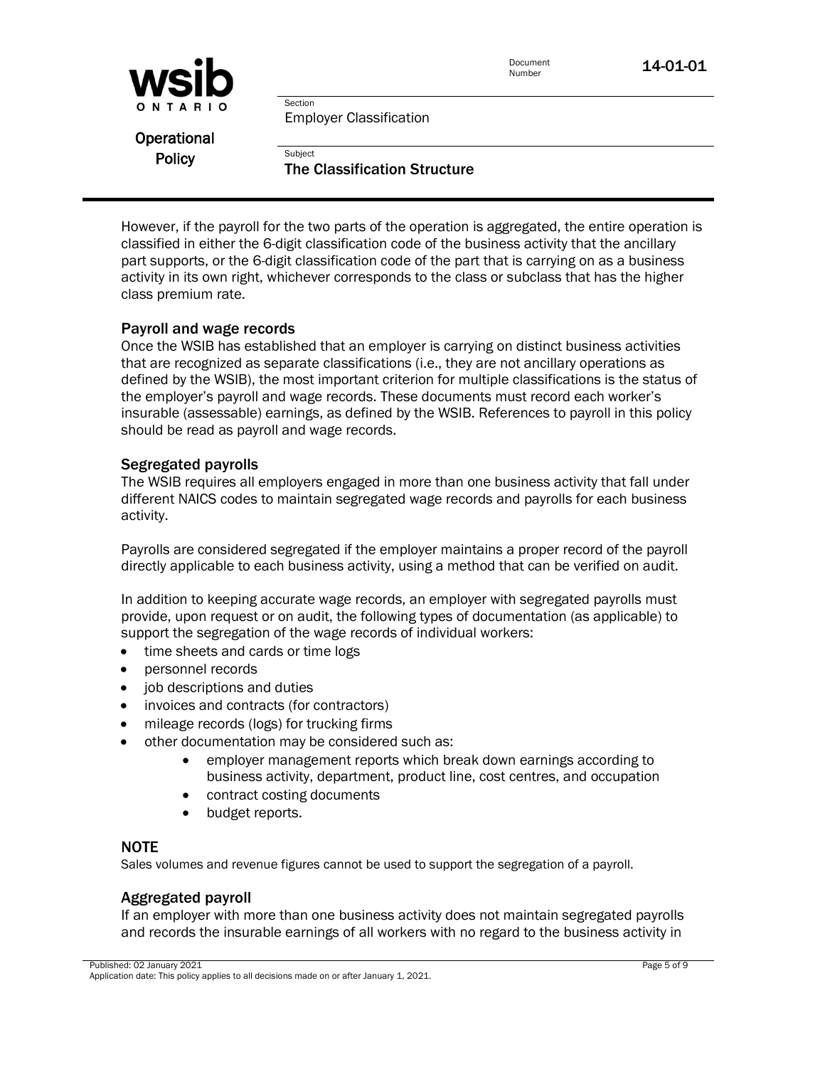However, if the payroll for the two parts of the operation is aggregated, the entire operation is classified in either the 6-digit classification code of the business activity that the ancillary part supports, or the 6-digit classification code of the part that is carrying on as a business activity in its own right, whichever corresponds to the class or subclass that has the higher class premium rate.

### Payroll and wage records

Once the WSIB has established that an employer is carrying on distinct business activities that are recognized as separate classifications (i.e., they are not ancillary operations as defined by the WSIB), the most important criterion for multiple classifications is the status of the employer's payroll and wage records. These documents must record each worker's insurable (assessable) earnings, as defined by the WSIB. References to payroll in this policy should be read as payroll and wage records.

### Segregated payrolls

The WSIB requires all employers engaged in more than one business activity that fall under different NAICS codes to maintain segregated wage records and payrolls for each business activity.

Payrolls are considered segregated if the employer maintains a proper record of the payroll directly applicable to each business activity, using a method that can be verified on audit.

In addition to keeping accurate wage records, an employer with segregated payrolls must provide, upon request or on audit, the following types of documentation (as applicable) to support the segregation of the wage records of individual workers:

- time sheets and cards or time logs
- personnel records
- job descriptions and duties
- invoices and contracts (for contractors)
- mileage records (logs) for trucking firms
- other documentation may be considered such as:
  - employer management reports which break down earnings according to business activity, department, product line, cost centres, and occupation
  - contract costing documents
  - budget reports.

### NOTE

Sales volumes and revenue figures cannot be used to support the segregation of a payroll.

### Aggregated payroll

If an employer with more than one business activity does not maintain segregated payrolls and records the insurable earnings of all workers with no regard to the business activity in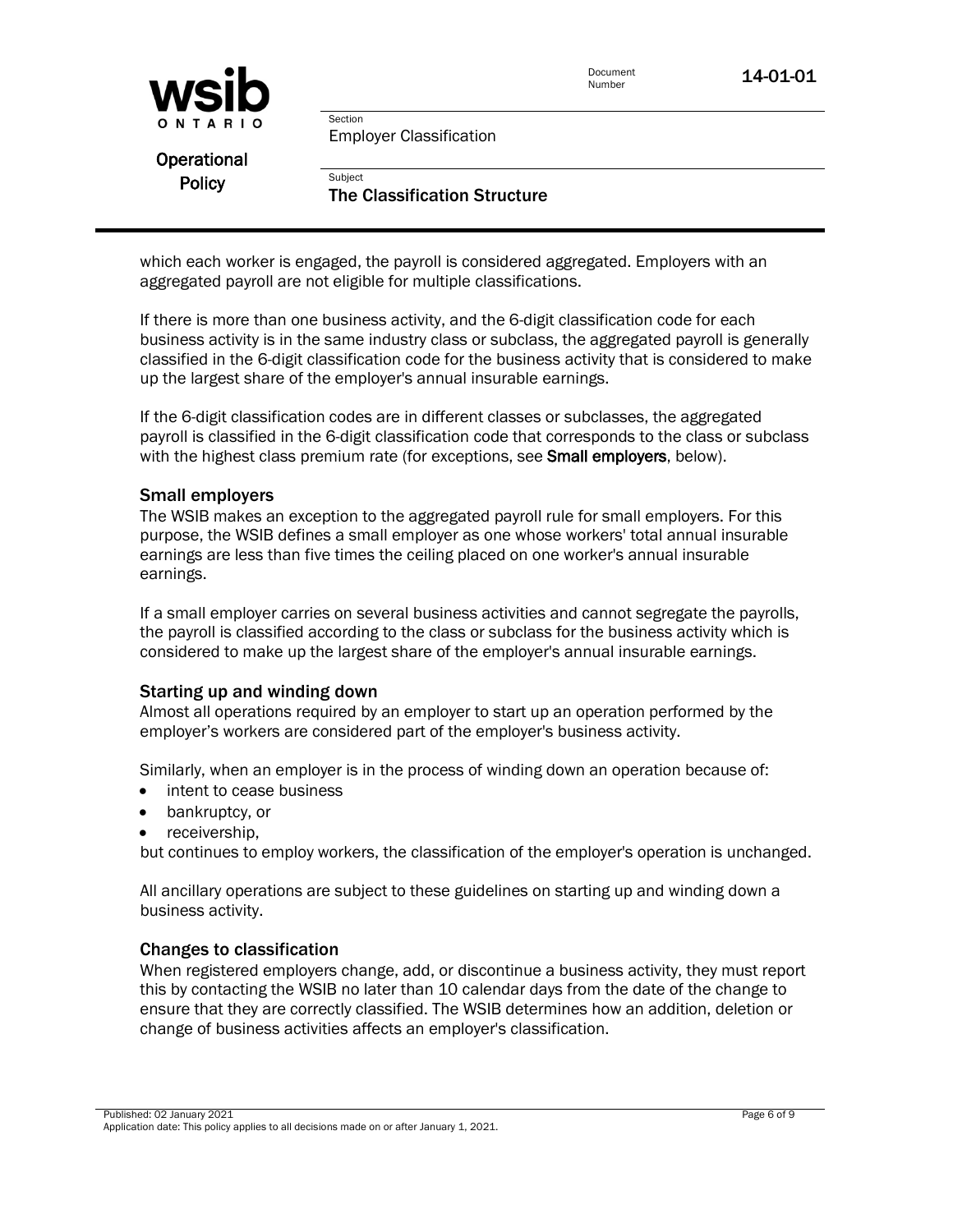which each worker is engaged, the payroll is considered aggregated. Employers with an aggregated payroll are not eligible for multiple classifications.

If there is more than one business activity, and the 6-digit classification code for each business activity is in the same industry class or subclass, the aggregated payroll is generally classified in the 6-digit classification code for the business activity that is considered to make up the largest share of the employer's annual insurable earnings.

If the 6-digit classification codes are in different classes or subclasses, the aggregated payroll is classified in the 6-digit classification code that corresponds to the class or subclass with the highest class premium rate (for exceptions, see **Small employers**, below).

### Small employers

The WSIB makes an exception to the aggregated payroll rule for small employers. For this purpose, the WSIB defines a small employer as one whose workers' total annual insurable earnings are less than five times the ceiling placed on one worker's annual insurable earnings.

If a small employer carries on several business activities and cannot segregate the payrolls, the payroll is classified according to the class or subclass for the business activity which is considered to make up the largest share of the employer's annual insurable earnings.

### Starting up and winding down

Almost all operations required by an employer to start up an operation performed by the employer's workers are considered part of the employer's business activity.

Similarly, when an employer is in the process of winding down an operation because of:

- intent to cease business
- bankruptcy, or
- receivership,

but continues to employ workers, the classification of the employer's operation is unchanged.

All ancillary operations are subject to these guidelines on starting up and winding down a business activity.

### Changes to classification

When registered employers change, add, or discontinue a business activity, they must report this by contacting the WSIB no later than 10 calendar days from the date of the change to ensure that they are correctly classified. The WSIB determines how an addition, deletion or change of business activities affects an employer's classification.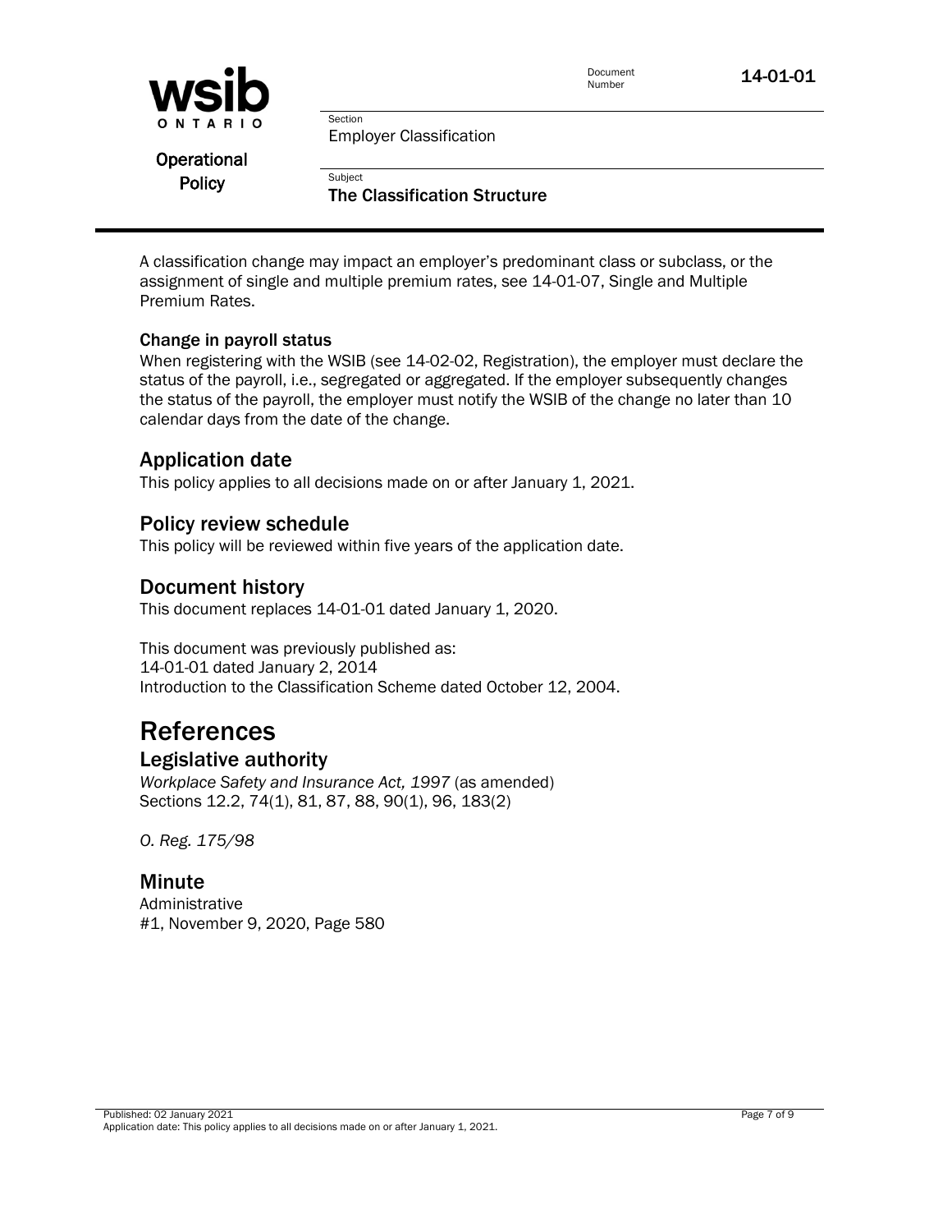A classification change may impact an employer's predominant class or subclass, or the assignment of single and multiple premium rates, see 14-01-07, Single and Multiple Premium Rates.

### Change in payroll status

When registering with the WSIB (see 14-02-02, Registration), the employer must declare the status of the payroll, i.e., segregated or aggregated. If the employer subsequently changes the status of the payroll, the employer must notify the WSIB of the change no later than 10 calendar days from the date of the change.

## Application date

This policy applies to all decisions made on or after January 1, 2021.

## Policy review schedule

This policy will be reviewed within five years of the application date.

## Document history

This document replaces 14-01-01 dated January 1, 2020.

This document was previously published as:
14-01-01 dated January 2, 2014
Introduction to the Classification Scheme dated October 12, 2004.

# References

## Legislative authority

*Workplace Safety and Insurance Act, 1997* (as amended)
Sections 12.2, 74(1), 81, 87, 88, 90(1), 96, 183(2)

*O. Reg. 175/98*

## Minute

Administrative
#1, November 9, 2020, Page 580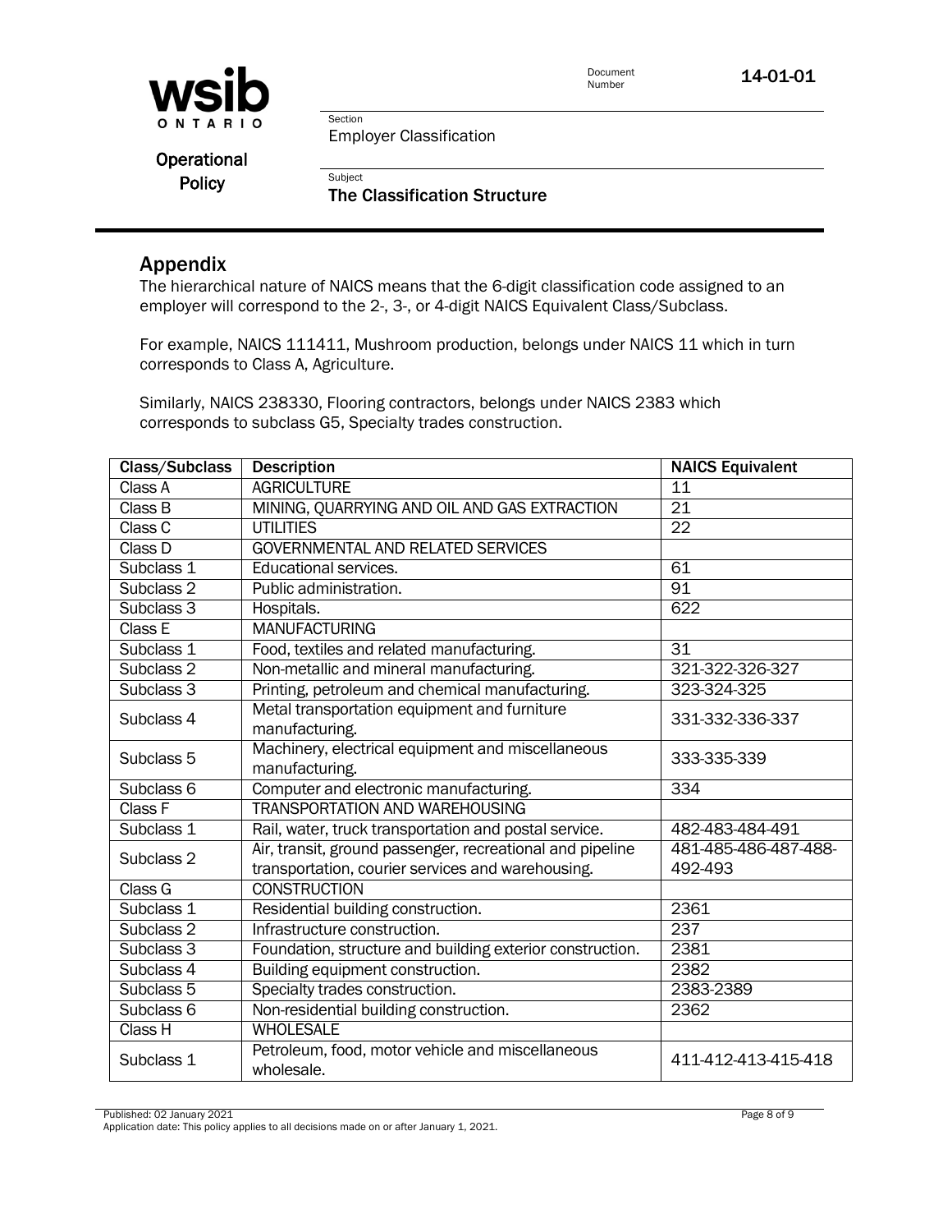## Appendix

The hierarchical nature of NAICS means that the 6-digit classification code assigned to an employer will correspond to the 2-, 3-, or 4-digit NAICS Equivalent Class/Subclass.

For example, NAICS 111411, Mushroom production, belongs under NAICS 11 which in turn corresponds to Class A, Agriculture.

Similarly, NAICS 238330, Flooring contractors, belongs under NAICS 2383 which corresponds to subclass G5, Specialty trades construction.

| Class/Subclass | Description | NAICS Equivalent |
|---|---|---|
| Class A | AGRICULTURE | 11 |
| Class B | MINING, QUARRYING AND OIL AND GAS EXTRACTION | 21 |
| Class C | UTILITIES | 22 |
| Class D | GOVERNMENTAL AND RELATED SERVICES | |
| Subclass 1 | Educational services. | 61 |
| Subclass 2 | Public administration. | 91 |
| Subclass 3 | Hospitals. | 622 |
| Class E | MANUFACTURING | |
| Subclass 1 | Food, textiles and related manufacturing. | 31 |
| Subclass 2 | Non-metallic and mineral manufacturing. | 321-322-326-327 |
| Subclass 3 | Printing, petroleum and chemical manufacturing. | 323-324-325 |
| Subclass 4 | Metal transportation equipment and furniture manufacturing. | 331-332-336-337 |
| Subclass 5 | Machinery, electrical equipment and miscellaneous manufacturing. | 333-335-339 |
| Subclass 6 | Computer and electronic manufacturing. | 334 |
| Class F | TRANSPORTATION AND WAREHOUSING | |
| Subclass 1 | Rail, water, truck transportation and postal service. | 482-483-484-491 |
| Subclass 2 | Air, transit, ground passenger, recreational and pipeline transportation, courier services and warehousing. | 481-485-486-487-488-492-493 |
| Class G | CONSTRUCTION | |
| Subclass 1 | Residential building construction. | 2361 |
| Subclass 2 | Infrastructure construction. | 237 |
| Subclass 3 | Foundation, structure and building exterior construction. | 2381 |
| Subclass 4 | Building equipment construction. | 2382 |
| Subclass 5 | Specialty trades construction. | 2383-2389 |
| Subclass 6 | Non-residential building construction. | 2362 |
| Class H | WHOLESALE | |
| Subclass 1 | Petroleum, food, motor vehicle and miscellaneous wholesale. | 411-412-413-415-418 |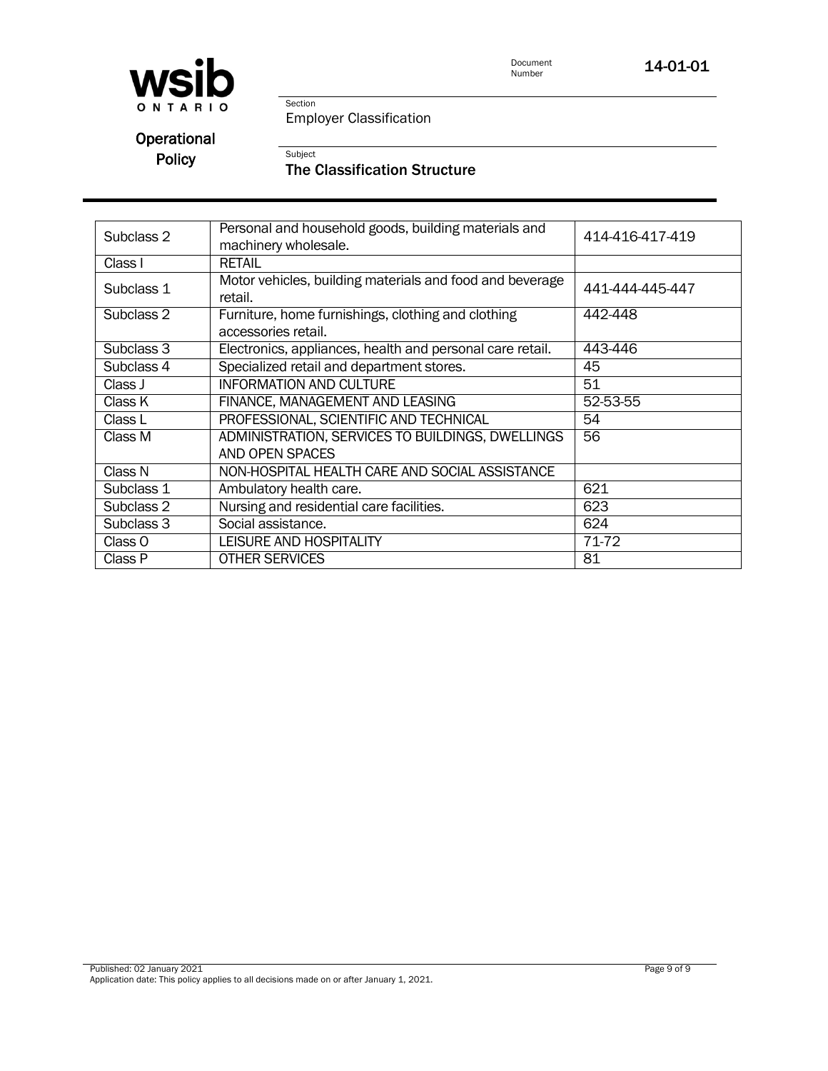| | | |
|---|---|---|
| Subclass 2 | Personal and household goods, building materials and machinery wholesale. | 414-416-417-419 |
| Class I | RETAIL | |
| Subclass 1 | Motor vehicles, building materials and food and beverage retail. | 441-444-445-447 |
| Subclass 2 | Furniture, home furnishings, clothing and clothing accessories retail. | 442-448 |
| Subclass 3 | Electronics, appliances, health and personal care retail. | 443-446 |
| Subclass 4 | Specialized retail and department stores. | 45 |
| Class J | INFORMATION AND CULTURE | 51 |
| Class K | FINANCE, MANAGEMENT AND LEASING | 52-53-55 |
| Class L | PROFESSIONAL, SCIENTIFIC AND TECHNICAL | 54 |
| Class M | ADMINISTRATION, SERVICES TO BUILDINGS, DWELLINGS AND OPEN SPACES | 56 |
| Class N | NON-HOSPITAL HEALTH CARE AND SOCIAL ASSISTANCE | |
| Subclass 1 | Ambulatory health care. | 621 |
| Subclass 2 | Nursing and residential care facilities. | 623 |
| Subclass 3 | Social assistance. | 624 |
| Class O | LEISURE AND HOSPITALITY | 71-72 |
| Class P | OTHER SERVICES | 81 |